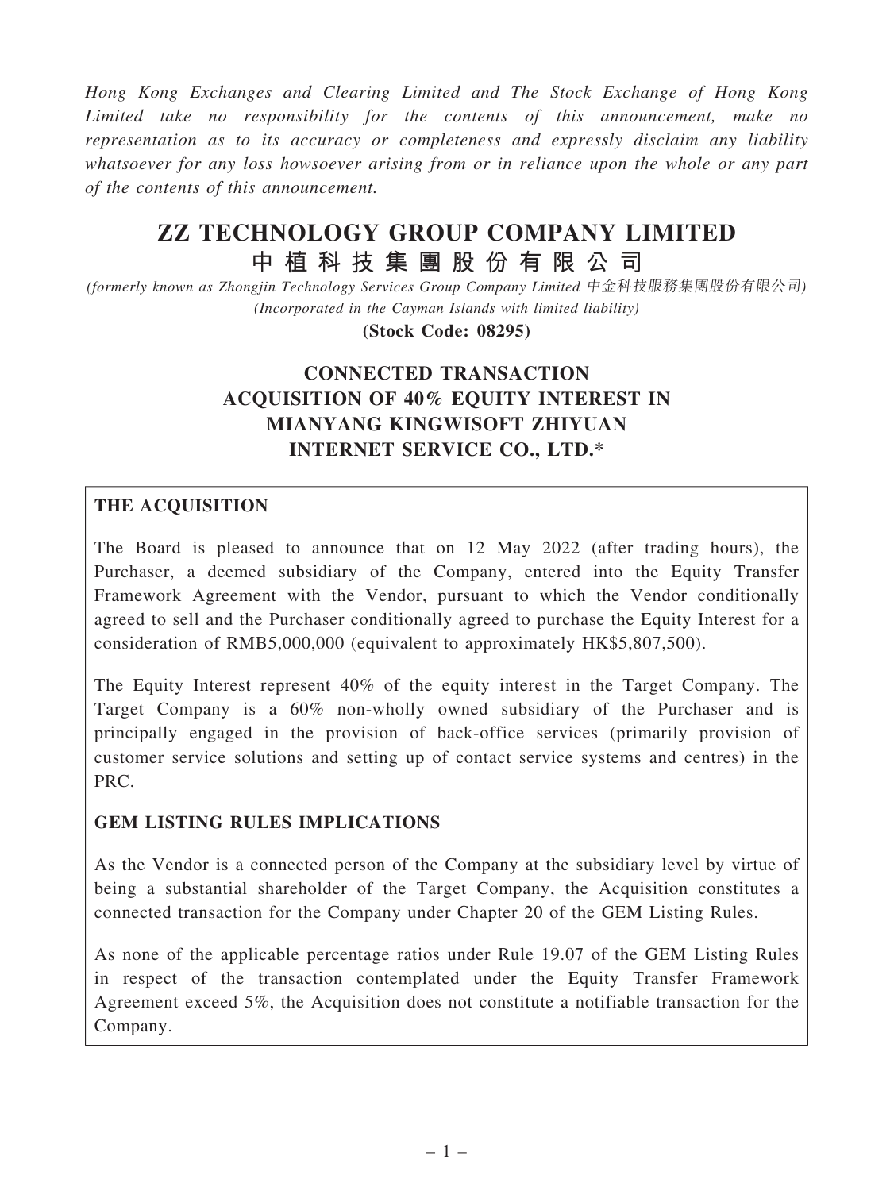*Hong Kong Exchanges and Clearing Limited and The Stock Exchange of Hong Kong Limited take no responsibility for the contents of this announcement, make no representation as to its accuracy or completeness and expressly disclaim any liability whatsoever for any loss howsoever arising from or in reliance upon the whole or any part of the contents of this announcement.*

# ZZ TECHNOLOGY GROUP COMPANY LIMITED
# 中植科技集團股份有限公司

*(formerly known as Zhongjin Technology Services Group Company Limited 中金科技服務集團股份有限公司)*
*(Incorporated in the Cayman Islands with limited liability)*

**(Stock Code: 08295)**

## CONNECTED TRANSACTION
## ACQUISITION OF 40% EQUITY INTEREST IN MIANYANG KINGWISOFT ZHIYUAN INTERNET SERVICE CO., LTD.*

**THE ACQUISITION**

The Board is pleased to announce that on 12 May 2022 (after trading hours), the Purchaser, a deemed subsidiary of the Company, entered into the Equity Transfer Framework Agreement with the Vendor, pursuant to which the Vendor conditionally agreed to sell and the Purchaser conditionally agreed to purchase the Equity Interest for a consideration of RMB5,000,000 (equivalent to approximately HK$5,807,500).

The Equity Interest represent 40% of the equity interest in the Target Company. The Target Company is a 60% non-wholly owned subsidiary of the Purchaser and is principally engaged in the provision of back-office services (primarily provision of customer service solutions and setting up of contact service systems and centres) in the PRC.

**GEM LISTING RULES IMPLICATIONS**

As the Vendor is a connected person of the Company at the subsidiary level by virtue of being a substantial shareholder of the Target Company, the Acquisition constitutes a connected transaction for the Company under Chapter 20 of the GEM Listing Rules.

As none of the applicable percentage ratios under Rule 19.07 of the GEM Listing Rules in respect of the transaction contemplated under the Equity Transfer Framework Agreement exceed 5%, the Acquisition does not constitute a notifiable transaction for the Company.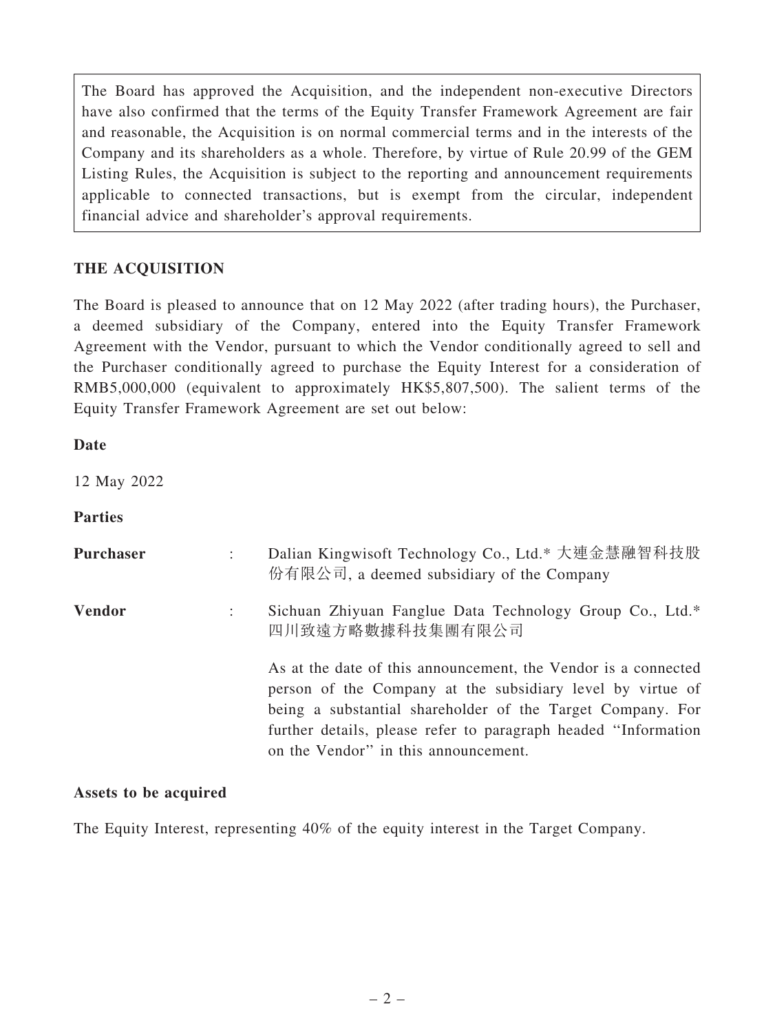The Board has approved the Acquisition, and the independent non-executive Directors have also confirmed that the terms of the Equity Transfer Framework Agreement are fair and reasonable, the Acquisition is on normal commercial terms and in the interests of the Company and its shareholders as a whole. Therefore, by virtue of Rule 20.99 of the GEM Listing Rules, the Acquisition is subject to the reporting and announcement requirements applicable to connected transactions, but is exempt from the circular, independent financial advice and shareholder's approval requirements.

## THE ACQUISITION

The Board is pleased to announce that on 12 May 2022 (after trading hours), the Purchaser, a deemed subsidiary of the Company, entered into the Equity Transfer Framework Agreement with the Vendor, pursuant to which the Vendor conditionally agreed to sell and the Purchaser conditionally agreed to purchase the Equity Interest for a consideration of RMB5,000,000 (equivalent to approximately HK$5,807,500). The salient terms of the Equity Transfer Framework Agreement are set out below:

**Date**

12 May 2022

**Parties**

**Purchaser** : Dalian Kingwisoft Technology Co., Ltd.* 大連金慧融智科技股份有限公司, a deemed subsidiary of the Company

**Vendor** : Sichuan Zhiyuan Fanglue Data Technology Group Co., Ltd.* 四川致遠方略數據科技集團有限公司

As at the date of this announcement, the Vendor is a connected person of the Company at the subsidiary level by virtue of being a substantial shareholder of the Target Company. For further details, please refer to paragraph headed "Information on the Vendor" in this announcement.

**Assets to be acquired**

The Equity Interest, representing 40% of the equity interest in the Target Company.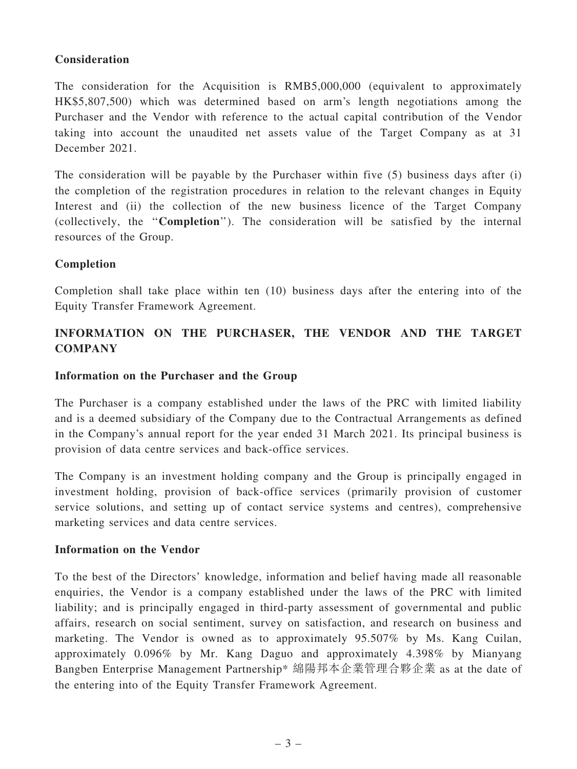**Consideration**

The consideration for the Acquisition is RMB5,000,000 (equivalent to approximately HK$5,807,500) which was determined based on arm's length negotiations among the Purchaser and the Vendor with reference to the actual capital contribution of the Vendor taking into account the unaudited net assets value of the Target Company as at 31 December 2021.

The consideration will be payable by the Purchaser within five (5) business days after (i) the completion of the registration procedures in relation to the relevant changes in Equity Interest and (ii) the collection of the new business licence of the Target Company (collectively, the "**Completion**"). The consideration will be satisfied by the internal resources of the Group.

**Completion**

Completion shall take place within ten (10) business days after the entering into of the Equity Transfer Framework Agreement.

## INFORMATION ON THE PURCHASER, THE VENDOR AND THE TARGET COMPANY

**Information on the Purchaser and the Group**

The Purchaser is a company established under the laws of the PRC with limited liability and is a deemed subsidiary of the Company due to the Contractual Arrangements as defined in the Company's annual report for the year ended 31 March 2021. Its principal business is provision of data centre services and back-office services.

The Company is an investment holding company and the Group is principally engaged in investment holding, provision of back-office services (primarily provision of customer service solutions, and setting up of contact service systems and centres), comprehensive marketing services and data centre services.

**Information on the Vendor**

To the best of the Directors' knowledge, information and belief having made all reasonable enquiries, the Vendor is a company established under the laws of the PRC with limited liability; and is principally engaged in third-party assessment of governmental and public affairs, research on social sentiment, survey on satisfaction, and research on business and marketing. The Vendor is owned as to approximately 95.507% by Ms. Kang Cuilan, approximately 0.096% by Mr. Kang Daguo and approximately 4.398% by Mianyang Bangben Enterprise Management Partnership* 綿陽邦本企業管理合夥企業 as at the date of the entering into of the Equity Transfer Framework Agreement.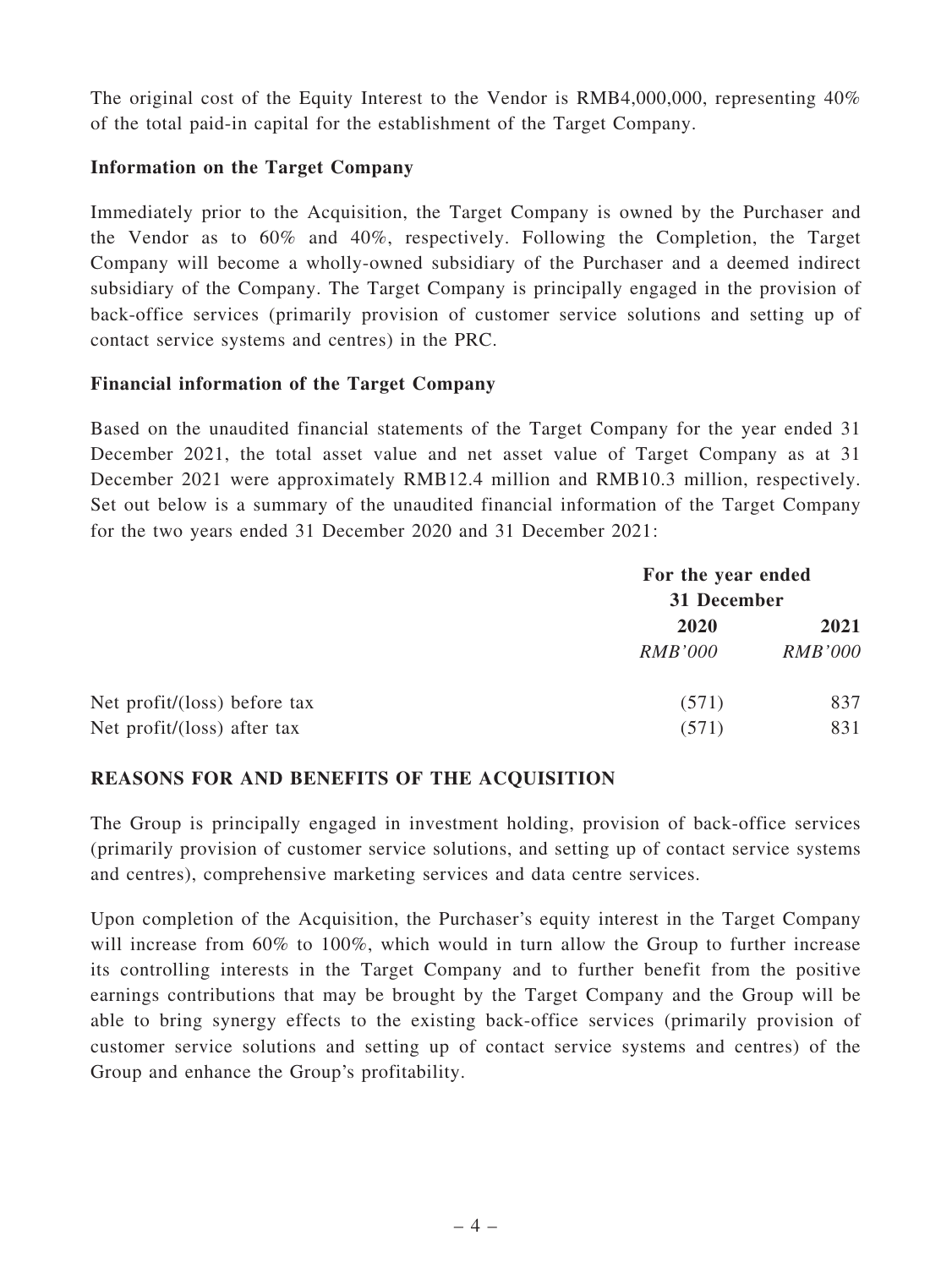The original cost of the Equity Interest to the Vendor is RMB4,000,000, representing 40% of the total paid-in capital for the establishment of the Target Company.

**Information on the Target Company**

Immediately prior to the Acquisition, the Target Company is owned by the Purchaser and the Vendor as to 60% and 40%, respectively. Following the Completion, the Target Company will become a wholly-owned subsidiary of the Purchaser and a deemed indirect subsidiary of the Company. The Target Company is principally engaged in the provision of back-office services (primarily provision of customer service solutions and setting up of contact service systems and centres) in the PRC.

**Financial information of the Target Company**

Based on the unaudited financial statements of the Target Company for the year ended 31 December 2021, the total asset value and net asset value of Target Company as at 31 December 2021 were approximately RMB12.4 million and RMB10.3 million, respectively. Set out below is a summary of the unaudited financial information of the Target Company for the two years ended 31 December 2020 and 31 December 2021:

| | **For the year ended 31 December** | |
|---|---|---|
| | **2020** | **2021** |
| | *RMB'000* | *RMB'000* |
| Net profit/(loss) before tax | (571) | 837 |
| Net profit/(loss) after tax | (571) | 831 |

## REASONS FOR AND BENEFITS OF THE ACQUISITION

The Group is principally engaged in investment holding, provision of back-office services (primarily provision of customer service solutions, and setting up of contact service systems and centres), comprehensive marketing services and data centre services.

Upon completion of the Acquisition, the Purchaser's equity interest in the Target Company will increase from 60% to 100%, which would in turn allow the Group to further increase its controlling interests in the Target Company and to further benefit from the positive earnings contributions that may be brought by the Target Company and the Group will be able to bring synergy effects to the existing back-office services (primarily provision of customer service solutions and setting up of contact service systems and centres) of the Group and enhance the Group's profitability.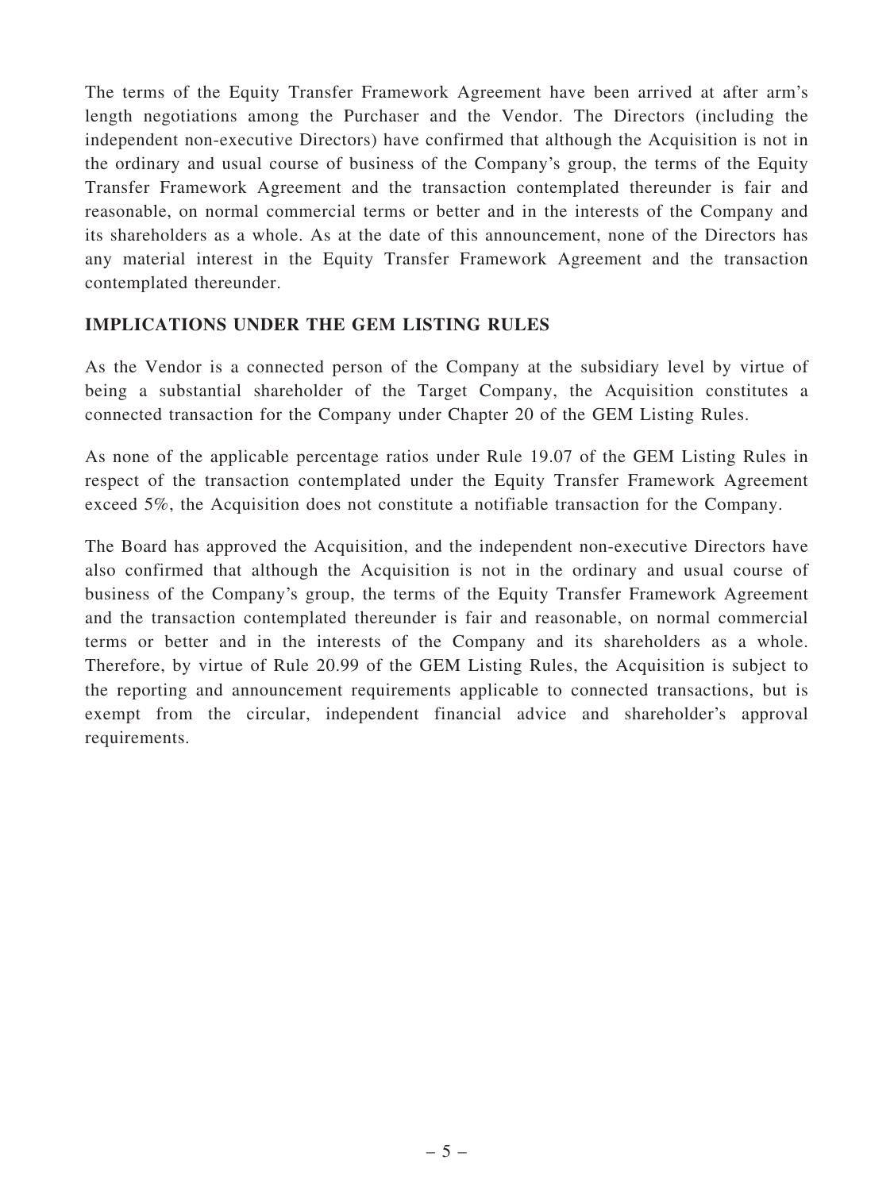The terms of the Equity Transfer Framework Agreement have been arrived at after arm's length negotiations among the Purchaser and the Vendor. The Directors (including the independent non-executive Directors) have confirmed that although the Acquisition is not in the ordinary and usual course of business of the Company's group, the terms of the Equity Transfer Framework Agreement and the transaction contemplated thereunder is fair and reasonable, on normal commercial terms or better and in the interests of the Company and its shareholders as a whole. As at the date of this announcement, none of the Directors has any material interest in the Equity Transfer Framework Agreement and the transaction contemplated thereunder.

## IMPLICATIONS UNDER THE GEM LISTING RULES

As the Vendor is a connected person of the Company at the subsidiary level by virtue of being a substantial shareholder of the Target Company, the Acquisition constitutes a connected transaction for the Company under Chapter 20 of the GEM Listing Rules.

As none of the applicable percentage ratios under Rule 19.07 of the GEM Listing Rules in respect of the transaction contemplated under the Equity Transfer Framework Agreement exceed 5%, the Acquisition does not constitute a notifiable transaction for the Company.

The Board has approved the Acquisition, and the independent non-executive Directors have also confirmed that although the Acquisition is not in the ordinary and usual course of business of the Company's group, the terms of the Equity Transfer Framework Agreement and the transaction contemplated thereunder is fair and reasonable, on normal commercial terms or better and in the interests of the Company and its shareholders as a whole. Therefore, by virtue of Rule 20.99 of the GEM Listing Rules, the Acquisition is subject to the reporting and announcement requirements applicable to connected transactions, but is exempt from the circular, independent financial advice and shareholder's approval requirements.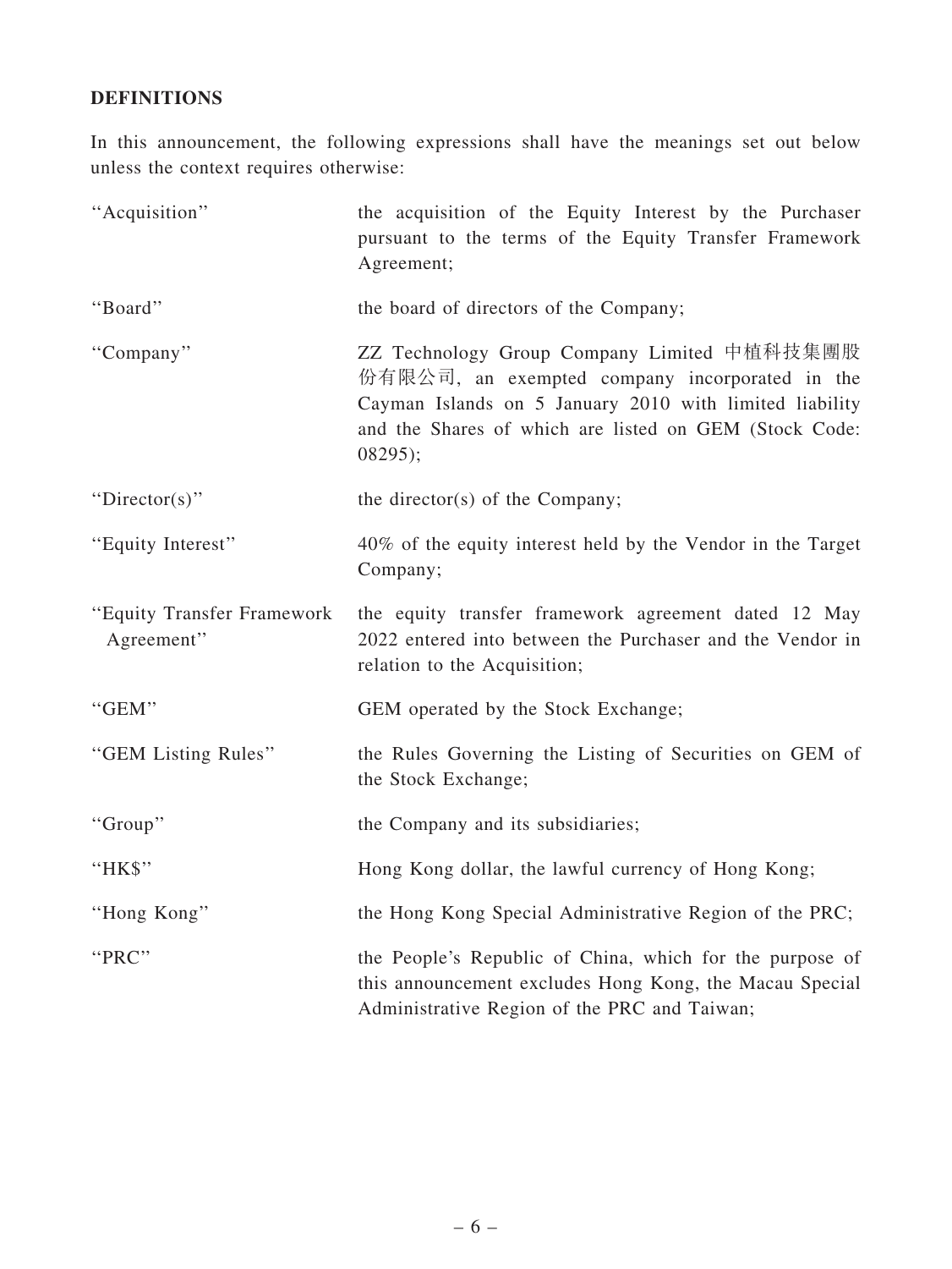**DEFINITIONS**

In this announcement, the following expressions shall have the meanings set out below unless the context requires otherwise:

| | |
|---|---|
| "Acquisition" | the acquisition of the Equity Interest by the Purchaser pursuant to the terms of the Equity Transfer Framework Agreement; |
| "Board" | the board of directors of the Company; |
| "Company" | ZZ Technology Group Company Limited 中植科技集團股份有限公司, an exempted company incorporated in the Cayman Islands on 5 January 2010 with limited liability and the Shares of which are listed on GEM (Stock Code: 08295); |
| "Director(s)" | the director(s) of the Company; |
| "Equity Interest" | 40% of the equity interest held by the Vendor in the Target Company; |
| "Equity Transfer Framework Agreement" | the equity transfer framework agreement dated 12 May 2022 entered into between the Purchaser and the Vendor in relation to the Acquisition; |
| "GEM" | GEM operated by the Stock Exchange; |
| "GEM Listing Rules" | the Rules Governing the Listing of Securities on GEM of the Stock Exchange; |
| "Group" | the Company and its subsidiaries; |
| "HK$" | Hong Kong dollar, the lawful currency of Hong Kong; |
| "Hong Kong" | the Hong Kong Special Administrative Region of the PRC; |
| "PRC" | the People's Republic of China, which for the purpose of this announcement excludes Hong Kong, the Macau Special Administrative Region of the PRC and Taiwan; |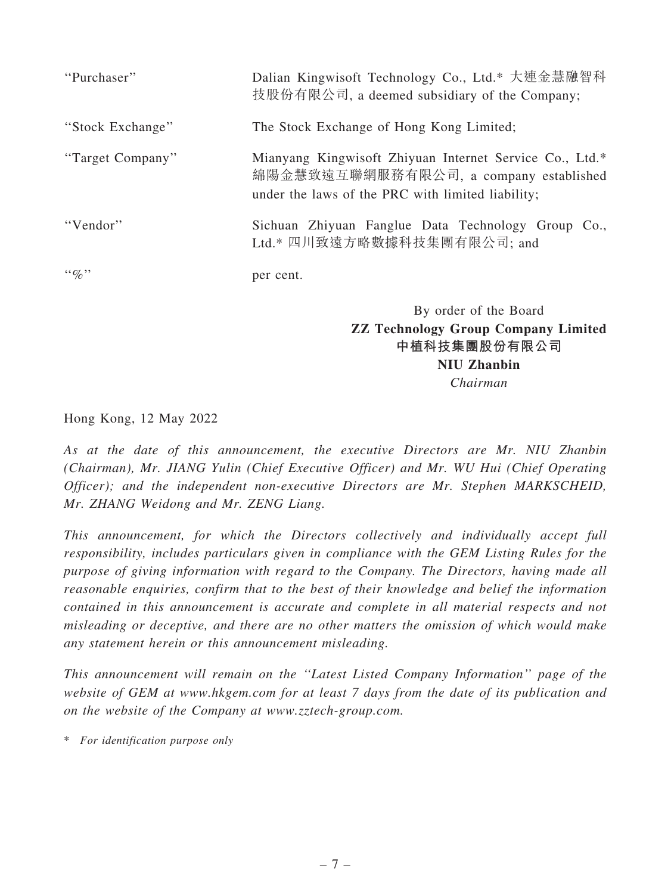| | |
|---|---|
| "Purchaser" | Dalian Kingwisoft Technology Co., Ltd.* 大連金慧融智科技股份有限公司, a deemed subsidiary of the Company; |
| "Stock Exchange" | The Stock Exchange of Hong Kong Limited; |
| "Target Company" | Mianyang Kingwisoft Zhiyuan Internet Service Co., Ltd.* 綿陽金慧致遠互聯網服務有限公司, a company established under the laws of the PRC with limited liability; |
| "Vendor" | Sichuan Zhiyuan Fanglue Data Technology Group Co., Ltd.* 四川致遠方略數據科技集團有限公司; and |
| "%" | per cent. |

By order of the Board
**ZZ Technology Group Company Limited**
**中植科技集團股份有限公司**
**NIU Zhanbin**
*Chairman*

Hong Kong, 12 May 2022

*As at the date of this announcement, the executive Directors are Mr. NIU Zhanbin (Chairman), Mr. JIANG Yulin (Chief Executive Officer) and Mr. WU Hui (Chief Operating Officer); and the independent non-executive Directors are Mr. Stephen MARKSCHEID, Mr. ZHANG Weidong and Mr. ZENG Liang.*

*This announcement, for which the Directors collectively and individually accept full responsibility, includes particulars given in compliance with the GEM Listing Rules for the purpose of giving information with regard to the Company. The Directors, having made all reasonable enquiries, confirm that to the best of their knowledge and belief the information contained in this announcement is accurate and complete in all material respects and not misleading or deceptive, and there are no other matters the omission of which would make any statement herein or this announcement misleading.*

*This announcement will remain on the "Latest Listed Company Information" page of the website of GEM at www.hkgem.com for at least 7 days from the date of its publication and on the website of the Company at www.zztech-group.com.*

\* *For identification purpose only*